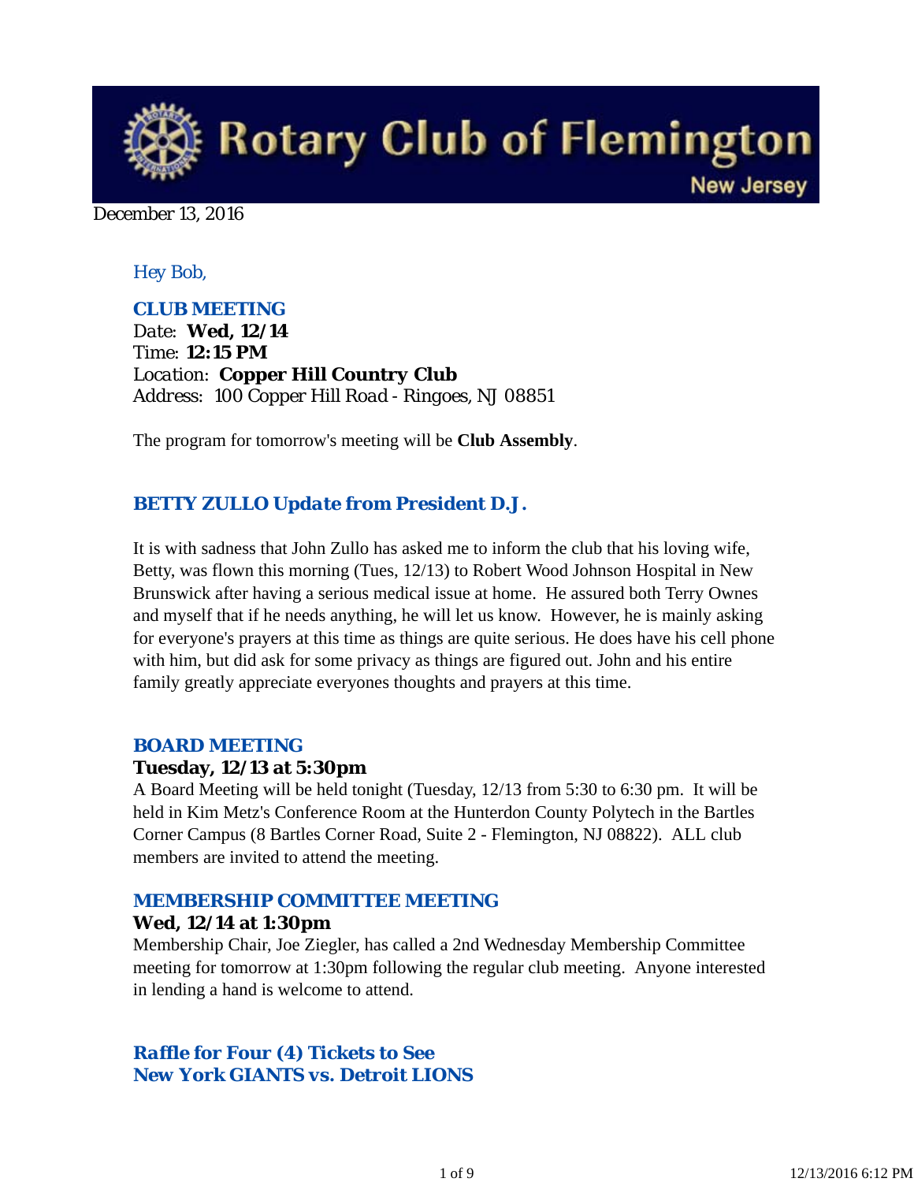# Rotary Club of Flemington New Jersey

December 13, 2016

*Hey Bob,*

## CLUB MEETING

*Date:* **Wed, 12/14**
*Time:* **12:15 PM**
*Location:* **Copper Hill Country Club**
*Address:* 100 Copper Hill Road - Ringoes, NJ 08851

The program for tomorrow's meeting will be **Club Assembly**.

## BETTY ZULLO Update from President D.J.

It is with sadness that John Zullo has asked me to inform the club that his loving wife, Betty, was flown this morning (Tues, 12/13) to Robert Wood Johnson Hospital in New Brunswick after having a serious medical issue at home. He assured both Terry Ownes and myself that if he needs anything, he will let us know. However, he is mainly asking for everyone's prayers at this time as things are quite serious. He does have his cell phone with him, but did ask for some privacy as things are figured out. John and his entire family greatly appreciate everyones thoughts and prayers at this time.

## BOARD MEETING

**Tuesday, 12/13 at 5:30pm**

A Board Meeting will be held tonight (Tuesday, 12/13 from 5:30 to 6:30 pm. It will be held in Kim Metz's Conference Room at the Hunterdon County Polytech in the Bartles Corner Campus (8 Bartles Corner Road, Suite 2 - Flemington, NJ 08822). ALL club members are invited to attend the meeting.

## MEMBERSHIP COMMITTEE MEETING

**Wed, 12/14 at 1:30pm**

Membership Chair, Joe Ziegler, has called a 2nd Wednesday Membership Committee meeting for tomorrow at 1:30pm following the regular club meeting. Anyone interested in lending a hand is welcome to attend.

## Raffle for Four (4) Tickets to See New York GIANTS vs. Detroit LIONS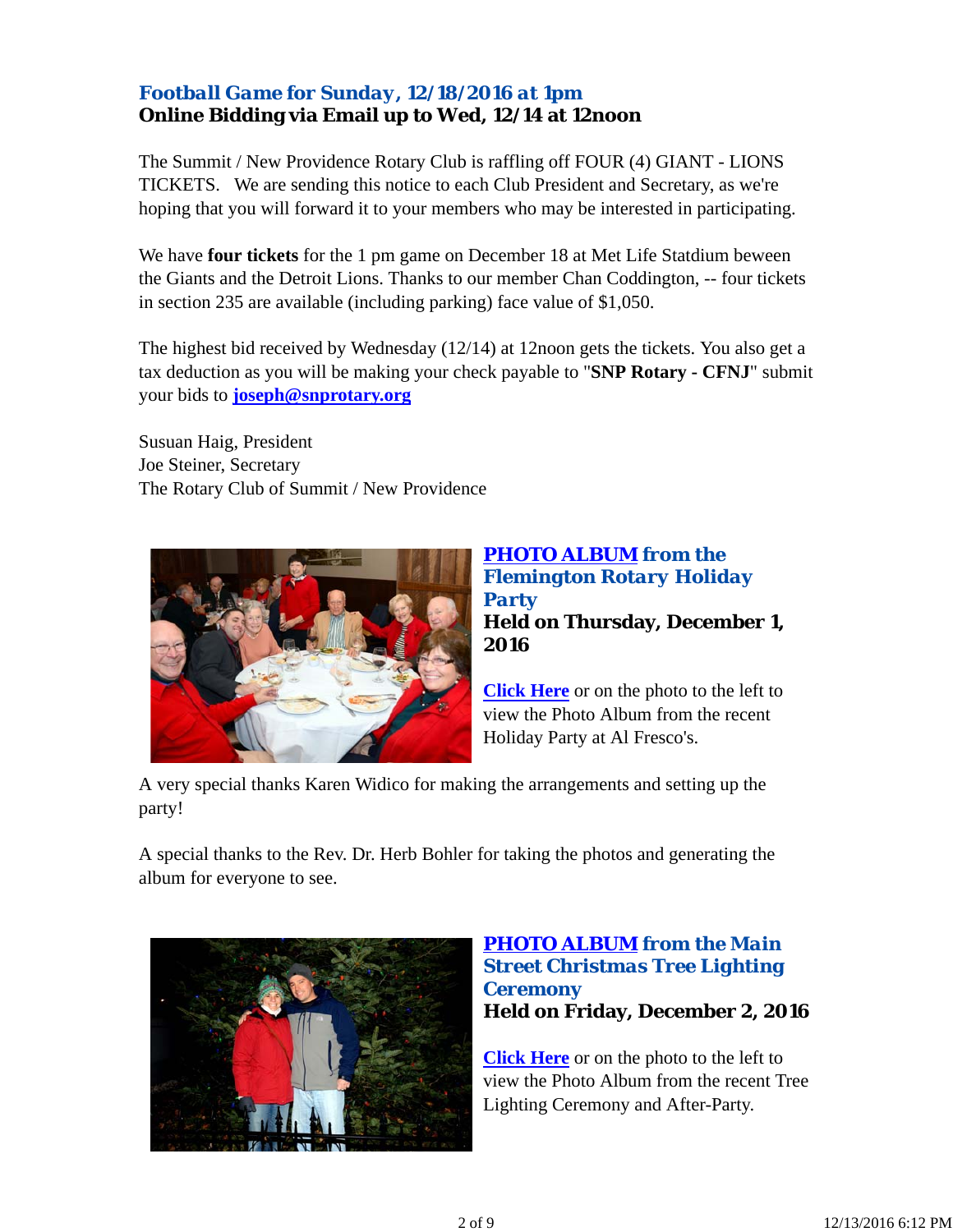## Football Game for Sunday, 12/18/2016 at 1pm

**Online Bidding via Email up to Wed, 12/14 at 12noon**

The Summit / New Providence Rotary Club is raffling off FOUR (4) GIANT - LIONS TICKETS. We are sending this notice to each Club President and Secretary, as we're hoping that you will forward it to your members who may be interested in participating.

We have **four tickets** for the 1 pm game on December 18 at Met Life Statdium beween the Giants and the Detroit Lions. Thanks to our member Chan Coddington, -- four tickets in section 235 are available (including parking) face value of $1,050.

The highest bid received by Wednesday (12/14) at 12noon gets the tickets. You also get a tax deduction as you will be making your check payable to "**SNP Rotary - CFNJ**" submit your bids to **joseph@snprotary.org**

Susuan Haig, President
Joe Steiner, Secretary
The Rotary Club of Summit / New Providence

## PHOTO ALBUM from the Flemington Rotary Holiday Party

**Held on Thursday, December 1, 2016**

Click Here or on the photo to the left to view the Photo Album from the recent Holiday Party at Al Fresco's.

A very special thanks Karen Widico for making the arrangements and setting up the party!

A special thanks to the Rev. Dr. Herb Bohler for taking the photos and generating the album for everyone to see.

## PHOTO ALBUM from the Main Street Christmas Tree Lighting Ceremony

**Held on Friday, December 2, 2016**

Click Here or on the photo to the left to view the Photo Album from the recent Tree Lighting Ceremony and After-Party.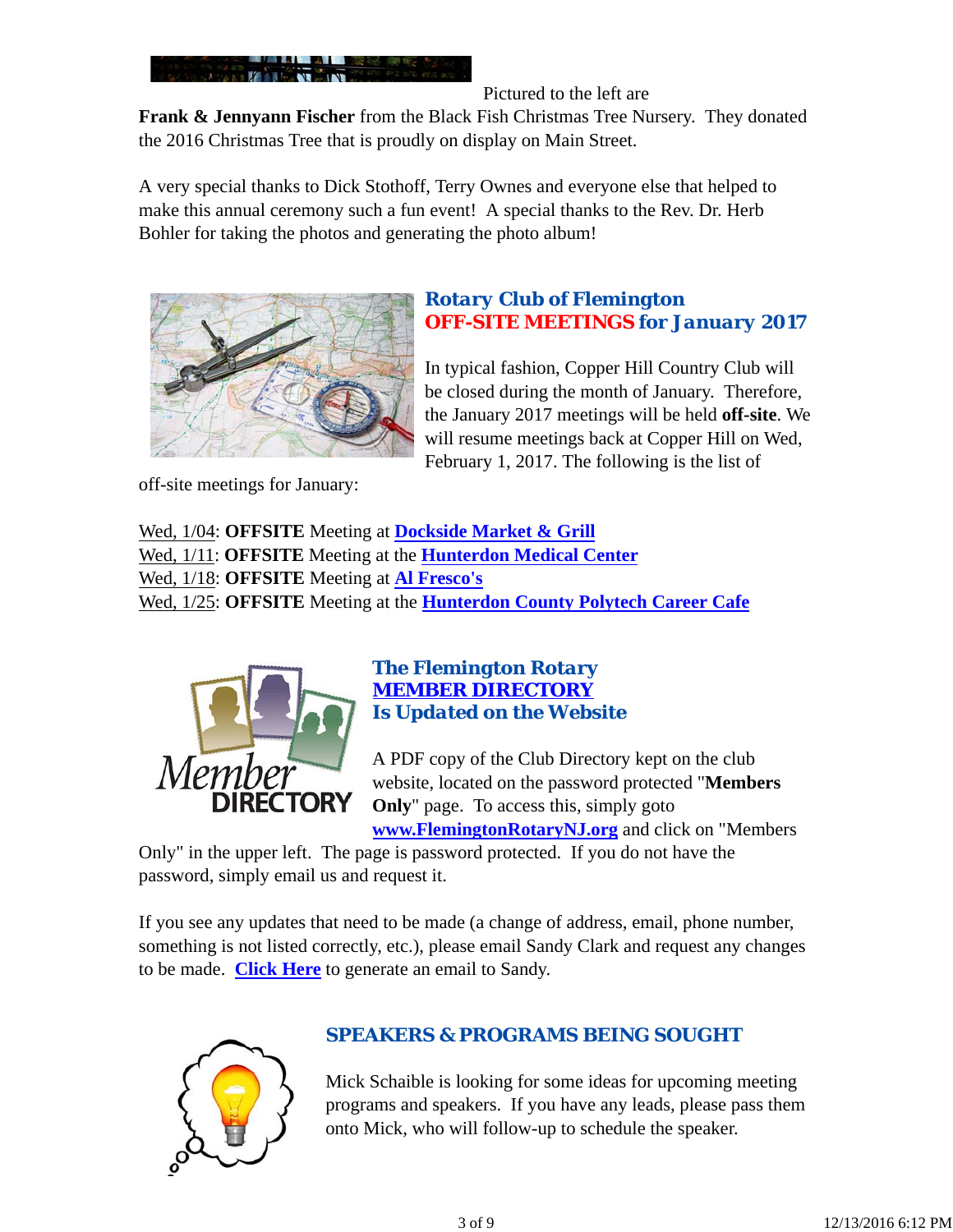Pictured to the left are **Frank & Jennyann Fischer** from the Black Fish Christmas Tree Nursery. They donated the 2016 Christmas Tree that is proudly on display on Main Street.

A very special thanks to Dick Stothoff, Terry Ownes and everyone else that helped to make this annual ceremony such a fun event! A special thanks to the Rev. Dr. Herb Bohler for taking the photos and generating the photo album!

## Rotary Club of Flemington OFF-SITE MEETINGS for January 2017

In typical fashion, Copper Hill Country Club will be closed during the month of January. Therefore, the January 2017 meetings will be held **off-site**. We will resume meetings back at Copper Hill on Wed, February 1, 2017. The following is the list of off-site meetings for January:

Wed, 1/04: **OFFSITE** Meeting at **Dockside Market & Grill**
Wed, 1/11: **OFFSITE** Meeting at the **Hunterdon Medical Center**
Wed, 1/18: **OFFSITE** Meeting at **Al Fresco's**
Wed, 1/25: **OFFSITE** Meeting at the **Hunterdon County Polytech Career Cafe**

## The Flemington Rotary MEMBER DIRECTORY Is Updated on the Website

A PDF copy of the Club Directory kept on the club website, located on the password protected "**Members Only**" page. To access this, simply goto **www.FlemingtonRotaryNJ.org** and click on "Members Only" in the upper left. The page is password protected. If you do not have the password, simply email us and request it.

If you see any updates that need to be made (a change of address, email, phone number, something is not listed correctly, etc.), please email Sandy Clark and request any changes to be made. **Click Here** to generate an email to Sandy.

## SPEAKERS & PROGRAMS BEING SOUGHT

Mick Schaible is looking for some ideas for upcoming meeting programs and speakers. If you have any leads, please pass them onto Mick, who will follow-up to schedule the speaker.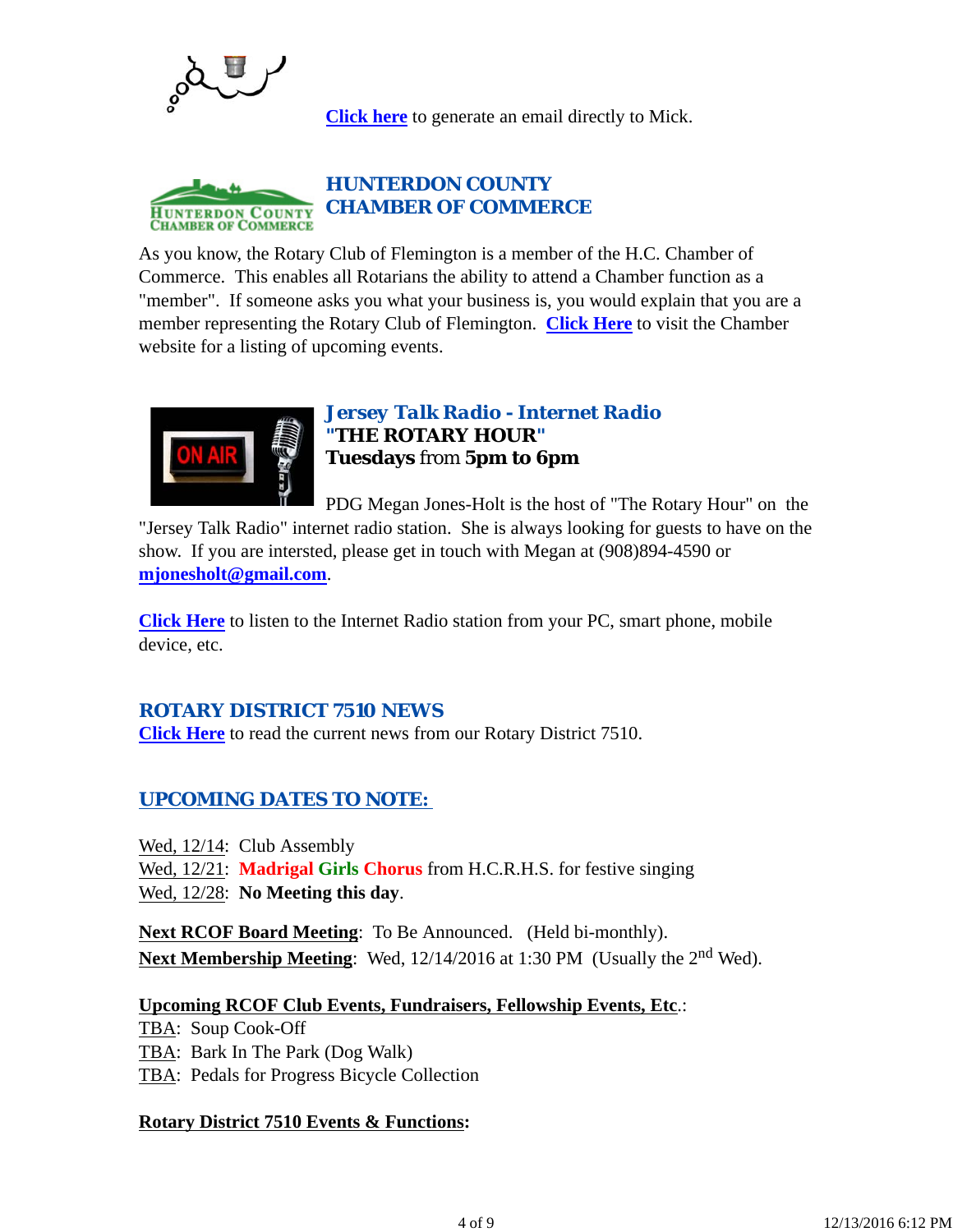Click here to generate an email directly to Mick.

## HUNTERDON COUNTY CHAMBER OF COMMERCE

As you know, the Rotary Club of Flemington is a member of the H.C. Chamber of Commerce. This enables all Rotarians the ability to attend a Chamber function as a "member". If someone asks you what your business is, you would explain that you are a member representing the Rotary Club of Flemington. **Click Here** to visit the Chamber website for a listing of upcoming events.

## Jersey Talk Radio - Internet Radio

**"THE ROTARY HOUR"**

**Tuesdays** from **5pm to 6pm**

PDG Megan Jones-Holt is the host of "The Rotary Hour" on the "Jersey Talk Radio" internet radio station. She is always looking for guests to have on the show. If you are intersted, please get in touch with Megan at (908)894-4590 or **mjonesholt@gmail.com**.

**Click Here** to listen to the Internet Radio station from your PC, smart phone, mobile device, etc.

## ROTARY DISTRICT 7510 NEWS

**Click Here** to read the current news from our Rotary District 7510.

## UPCOMING DATES TO NOTE:

Wed, 12/14: Club Assembly
Wed, 12/21: **Madrigal Girls Chorus** from H.C.R.H.S. for festive singing
Wed, 12/28: **No Meeting this day**.

**Next RCOF Board Meeting**: To Be Announced. (Held bi-monthly).
**Next Membership Meeting**: Wed, 12/14/2016 at 1:30 PM (Usually the 2nd Wed).

**Upcoming RCOF Club Events, Fundraisers, Fellowship Events, Etc.**:
TBA: Soup Cook-Off
TBA: Bark In The Park (Dog Walk)
TBA: Pedals for Progress Bicycle Collection

**Rotary District 7510 Events & Functions:**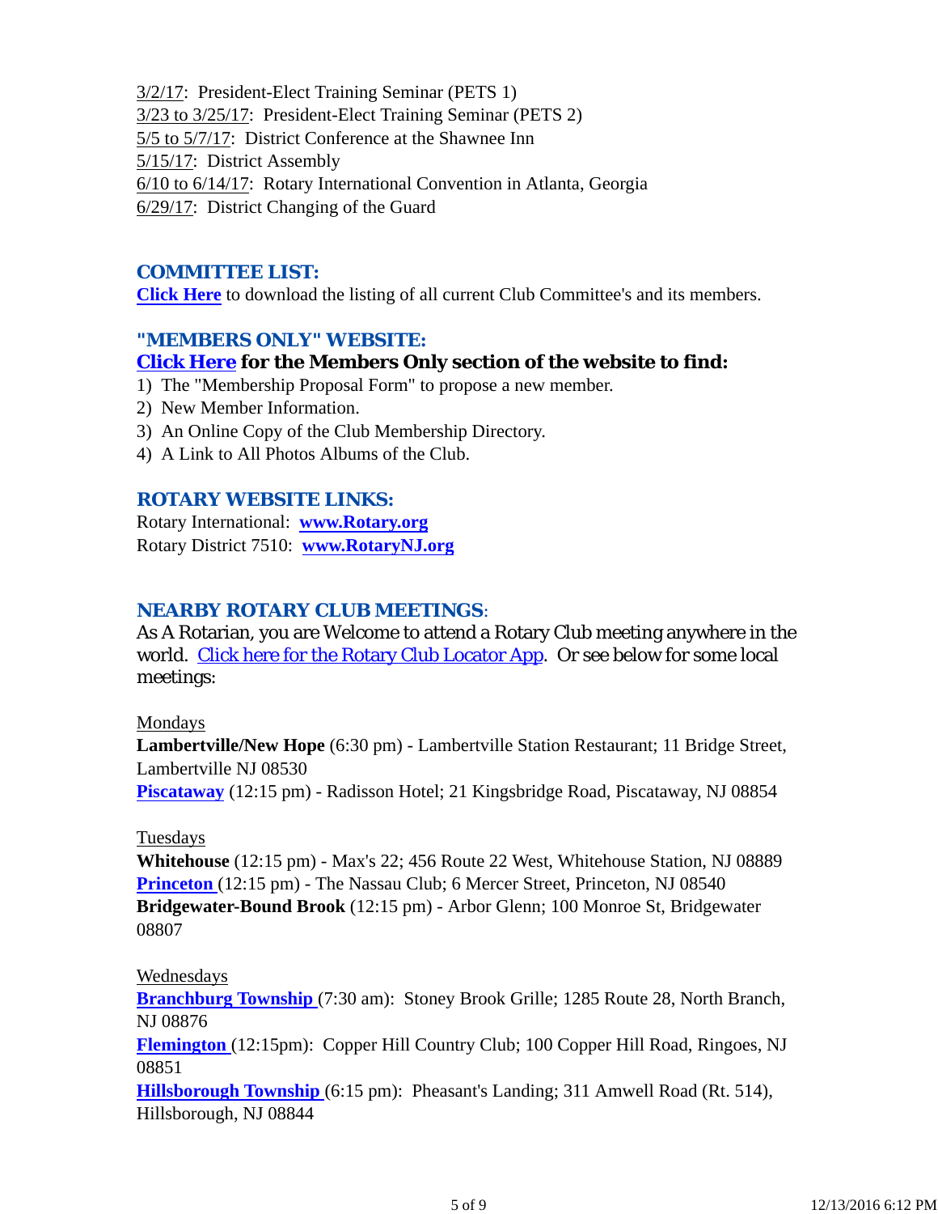3/2/17: President-Elect Training Seminar (PETS 1)
3/23 to 3/25/17: President-Elect Training Seminar (PETS 2)
5/5 to 5/7/17: District Conference at the Shawnee Inn
5/15/17: District Assembly
6/10 to 6/14/17: Rotary International Convention in Atlanta, Georgia
6/29/17: District Changing of the Guard

### COMMITTEE LIST:

**Click Here** to download the listing of all current Club Committee's and its members.

### "MEMBERS ONLY" WEBSITE:

**Click Here for the Members Only section of the website to find:**

1) The "Membership Proposal Form" to propose a new member.
2) New Member Information.
3) An Online Copy of the Club Membership Directory.
4) A Link to All Photos Albums of the Club.

### ROTARY WEBSITE LINKS:

Rotary International: **www.Rotary.org**
Rotary District 7510: **www.RotaryNJ.org**

### NEARBY ROTARY CLUB MEETINGS:

As A Rotarian, you are Welcome to attend a Rotary Club meeting anywhere in the world. Click here for the Rotary Club Locator App. Or see below for some local meetings:

Mondays
**Lambertville/New Hope** (6:30 pm) - Lambertville Station Restaurant; 11 Bridge Street, Lambertville NJ 08530
**Piscataway** (12:15 pm) - Radisson Hotel; 21 Kingsbridge Road, Piscataway, NJ 08854

Tuesdays
**Whitehouse** (12:15 pm) - Max's 22; 456 Route 22 West, Whitehouse Station, NJ 08889
**Princeton** (12:15 pm) - The Nassau Club; 6 Mercer Street, Princeton, NJ 08540
**Bridgewater-Bound Brook** (12:15 pm) - Arbor Glenn; 100 Monroe St, Bridgewater 08807

Wednesdays
**Branchburg Township** (7:30 am): Stoney Brook Grille; 1285 Route 28, North Branch, NJ 08876
**Flemington** (12:15pm): Copper Hill Country Club; 100 Copper Hill Road, Ringoes, NJ 08851
**Hillsborough Township** (6:15 pm): Pheasant's Landing; 311 Amwell Road (Rt. 514), Hillsborough, NJ 08844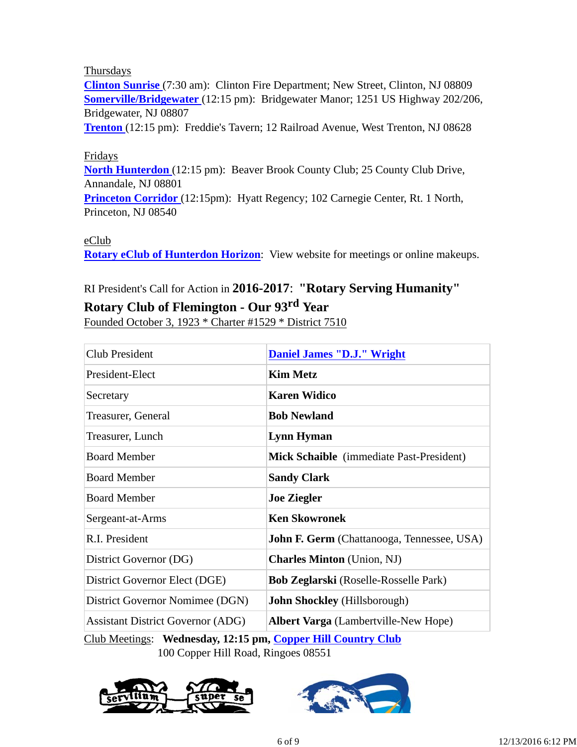Thursdays

**[Clinton Sunrise](#)** (7:30 am): Clinton Fire Department; New Street, Clinton, NJ 08809

**[Somerville/Bridgewater](#)** (12:15 pm): Bridgewater Manor; 1251 US Highway 202/206, Bridgewater, NJ 08807

**[Trenton](#)** (12:15 pm): Freddie's Tavern; 12 Railroad Avenue, West Trenton, NJ 08628

Fridays

**[North Hunterdon](#)** (12:15 pm): Beaver Brook County Club; 25 County Club Drive, Annandale, NJ 08801

**[Princeton Corridor](#)** (12:15pm): Hyatt Regency; 102 Carnegie Center, Rt. 1 North, Princeton, NJ 08540

eClub

**[Rotary eClub of Hunterdon Horizon](#)**: View website for meetings or online makeups.

RI President's Call for Action in **2016-2017**: **"Rotary Serving Humanity"**

**Rotary Club of Flemington - Our 93rd Year**

Founded October 3, 1923 * Charter #1529 * District 7510

| Club President | **[Daniel James "D.J." Wright](#)** |
|---|---|
| President-Elect | **Kim Metz** |
| Secretary | **Karen Widico** |
| Treasurer, General | **Bob Newland** |
| Treasurer, Lunch | **Lynn Hyman** |
| Board Member | **Mick Schaible** (immediate Past-President) |
| Board Member | **Sandy Clark** |
| Board Member | **Joe Ziegler** |
| Sergeant-at-Arms | **Ken Skowronek** |
| R.I. President | **John F. Germ** (Chattanooga, Tennessee, USA) |
| District Governor (DG) | **Charles Minton** (Union, NJ) |
| District Governor Elect (DGE) | **Bob Zeglarski** (Roselle-Rosselle Park) |
| District Governor Nomimee (DGN) | **John Shockley** (Hillsborough) |
| Assistant District Governor (ADG) | **Albert Varga** (Lambertville-New Hope) |

Club Meetings: **Wednesday, 12:15 pm, [Copper Hill Country Club](#)**
100 Copper Hill Road, Ringoes 08551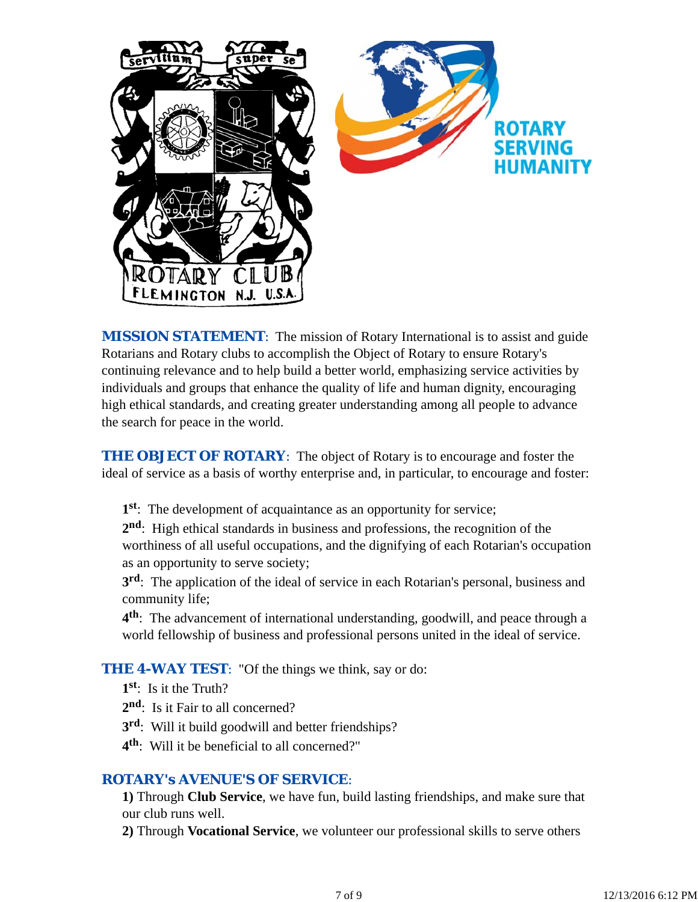**MISSION STATEMENT**: The mission of Rotary International is to assist and guide Rotarians and Rotary clubs to accomplish the Object of Rotary to ensure Rotary's continuing relevance and to help build a better world, emphasizing service activities by individuals and groups that enhance the quality of life and human dignity, encouraging high ethical standards, and creating greater understanding among all people to advance the search for peace in the world.

**THE OBJECT OF ROTARY**: The object of Rotary is to encourage and foster the ideal of service as a basis of worthy enterprise and, in particular, to encourage and foster:

**1st**: The development of acquaintance as an opportunity for service;
**2nd**: High ethical standards in business and professions, the recognition of the worthiness of all useful occupations, and the dignifying of each Rotarian's occupation as an opportunity to serve society;
**3rd**: The application of the ideal of service in each Rotarian's personal, business and community life;
**4th**: The advancement of international understanding, goodwill, and peace through a world fellowship of business and professional persons united in the ideal of service.

**THE 4-WAY TEST**: "Of the things we think, say or do:
**1st**: Is it the Truth?
**2nd**: Is it Fair to all concerned?
**3rd**: Will it build goodwill and better friendships?
**4th**: Will it be beneficial to all concerned?"

**ROTARY's AVENUE'S OF SERVICE**:
**1)** Through **Club Service**, we have fun, build lasting friendships, and make sure that our club runs well.
**2)** Through **Vocational Service**, we volunteer our professional skills to serve others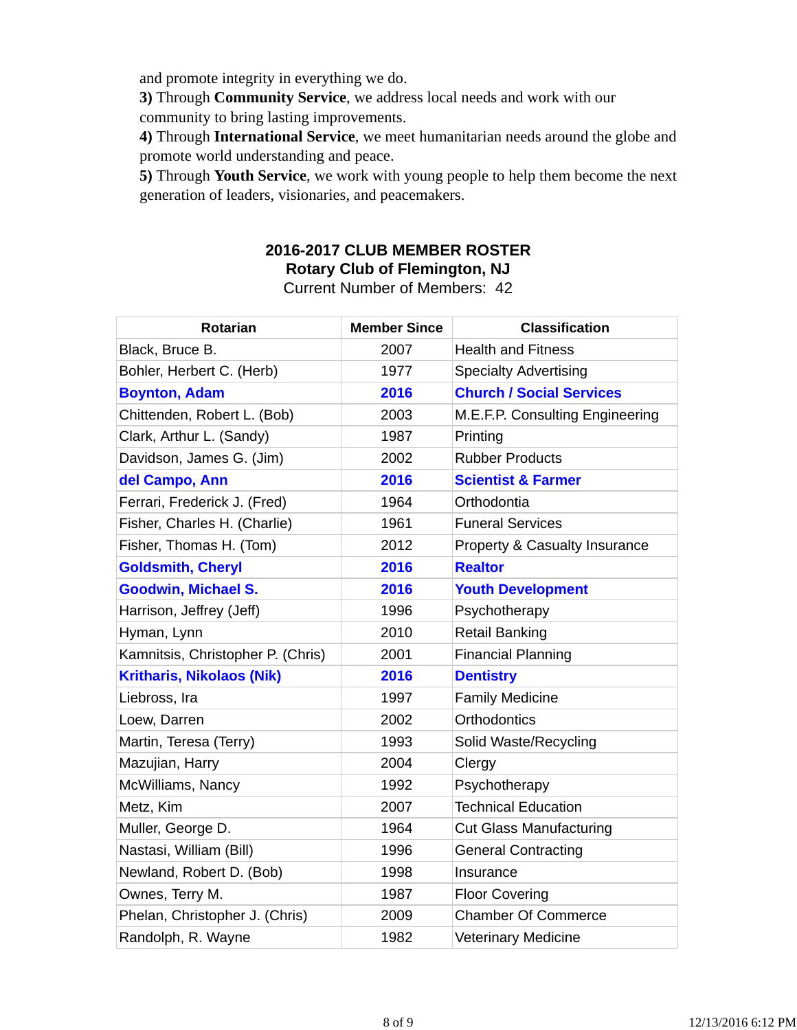and promote integrity in everything we do.

**3)** Through **Community Service**, we address local needs and work with our community to bring lasting improvements.

**4)** Through **International Service**, we meet humanitarian needs around the globe and promote world understanding and peace.

**5)** Through **Youth Service**, we work with young people to help them become the next generation of leaders, visionaries, and peacemakers.

## 2016-2017 CLUB MEMBER ROSTER
## Rotary Club of Flemington, NJ

Current Number of Members: 42

| Rotarian | Member Since | Classification |
|---|---|---|
| Black, Bruce B. | 2007 | Health and Fitness |
| Bohler, Herbert C. (Herb) | 1977 | Specialty Advertising |
| **Boynton, Adam** | **2016** | **Church / Social Services** |
| Chittenden, Robert L. (Bob) | 2003 | M.E.F.P. Consulting Engineering |
| Clark, Arthur L. (Sandy) | 1987 | Printing |
| Davidson, James G. (Jim) | 2002 | Rubber Products |
| **del Campo, Ann** | **2016** | **Scientist & Farmer** |
| Ferrari, Frederick J. (Fred) | 1964 | Orthodontia |
| Fisher, Charles H. (Charlie) | 1961 | Funeral Services |
| Fisher, Thomas H. (Tom) | 2012 | Property & Casualty Insurance |
| **Goldsmith, Cheryl** | **2016** | **Realtor** |
| **Goodwin, Michael S.** | **2016** | **Youth Development** |
| Harrison, Jeffrey (Jeff) | 1996 | Psychotherapy |
| Hyman, Lynn | 2010 | Retail Banking |
| Kamnitsis, Christopher P. (Chris) | 2001 | Financial Planning |
| **Kritharis, Nikolaos (Nik)** | **2016** | **Dentistry** |
| Liebross, Ira | 1997 | Family Medicine |
| Loew, Darren | 2002 | Orthodontics |
| Martin, Teresa (Terry) | 1993 | Solid Waste/Recycling |
| Mazujian, Harry | 2004 | Clergy |
| McWilliams, Nancy | 1992 | Psychotherapy |
| Metz, Kim | 2007 | Technical Education |
| Muller, George D. | 1964 | Cut Glass Manufacturing |
| Nastasi, William (Bill) | 1996 | General Contracting |
| Newland, Robert D. (Bob) | 1998 | Insurance |
| Ownes, Terry M. | 1987 | Floor Covering |
| Phelan, Christopher J. (Chris) | 2009 | Chamber Of Commerce |
| Randolph, R. Wayne | 1982 | Veterinary Medicine |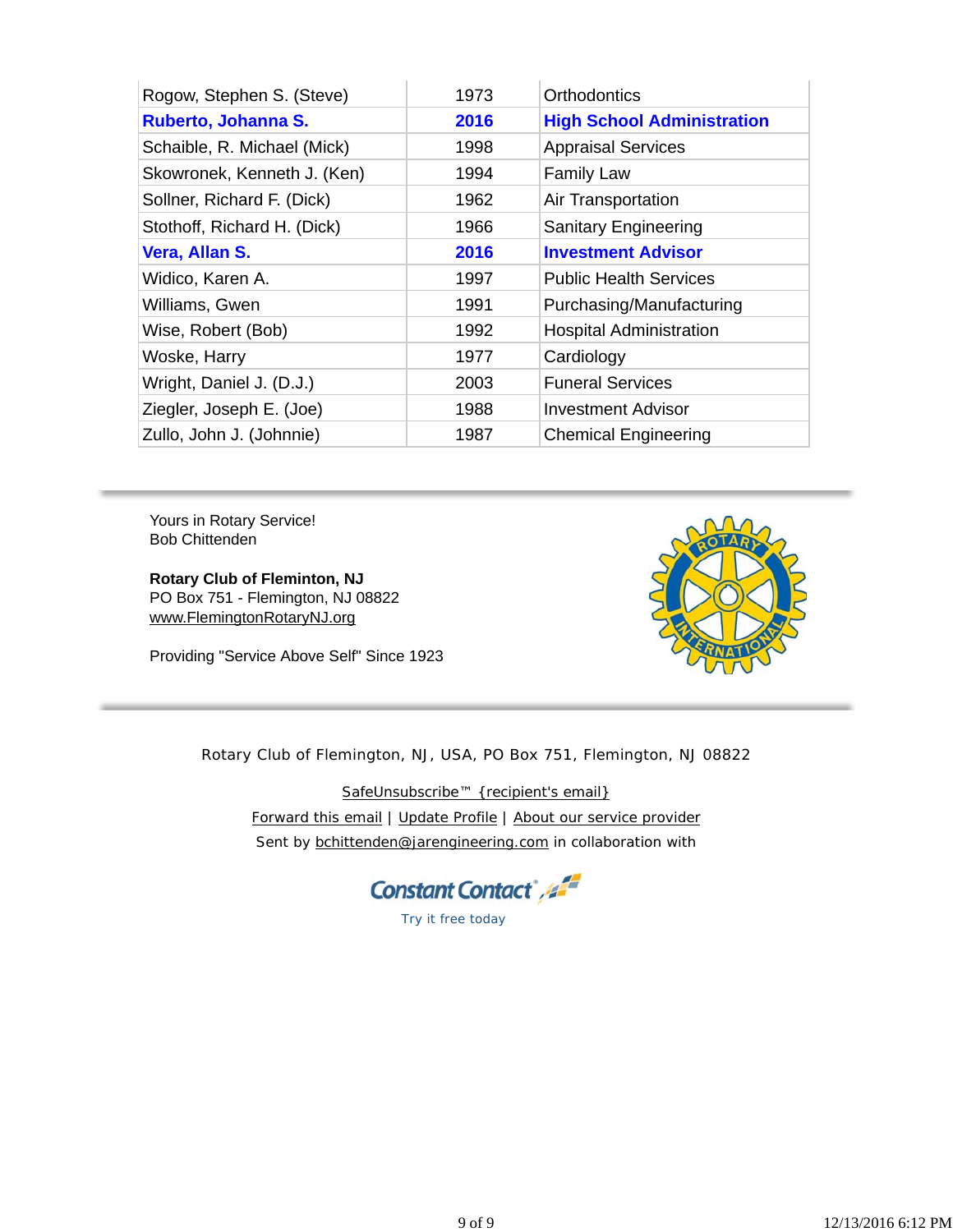| | | |
|---|---|---|
| Rogow, Stephen S. (Steve) | 1973 | Orthodontics |
| **Ruberto, Johanna S.** | **2016** | **High School Administration** |
| Schaible, R. Michael (Mick) | 1998 | Appraisal Services |
| Skowronek, Kenneth J. (Ken) | 1994 | Family Law |
| Sollner, Richard F. (Dick) | 1962 | Air Transportation |
| Stothoff, Richard H. (Dick) | 1966 | Sanitary Engineering |
| **Vera, Allan S.** | **2016** | **Investment Advisor** |
| Widico, Karen A. | 1997 | Public Health Services |
| Williams, Gwen | 1991 | Purchasing/Manufacturing |
| Wise, Robert (Bob) | 1992 | Hospital Administration |
| Woske, Harry | 1977 | Cardiology |
| Wright, Daniel J. (D.J.) | 2003 | Funeral Services |
| Ziegler, Joseph E. (Joe) | 1988 | Investment Advisor |
| Zullo, John J. (Johnnie) | 1987 | Chemical Engineering |

Yours in Rotary Service!
Bob Chittenden

**Rotary Club of Fleminton, NJ**
PO Box 751 - Flemington, NJ 08822
www.FlemingtonRotaryNJ.org

Providing "Service Above Self" Since 1923

Rotary Club of Flemington, NJ, USA, PO Box 751, Flemington, NJ 08822

SafeUnsubscribe™ {recipient's email}

Forward this email | Update Profile | About our service provider

Sent by bchittenden@jarengineering.com in collaboration with

Constant Contact

Try it free today